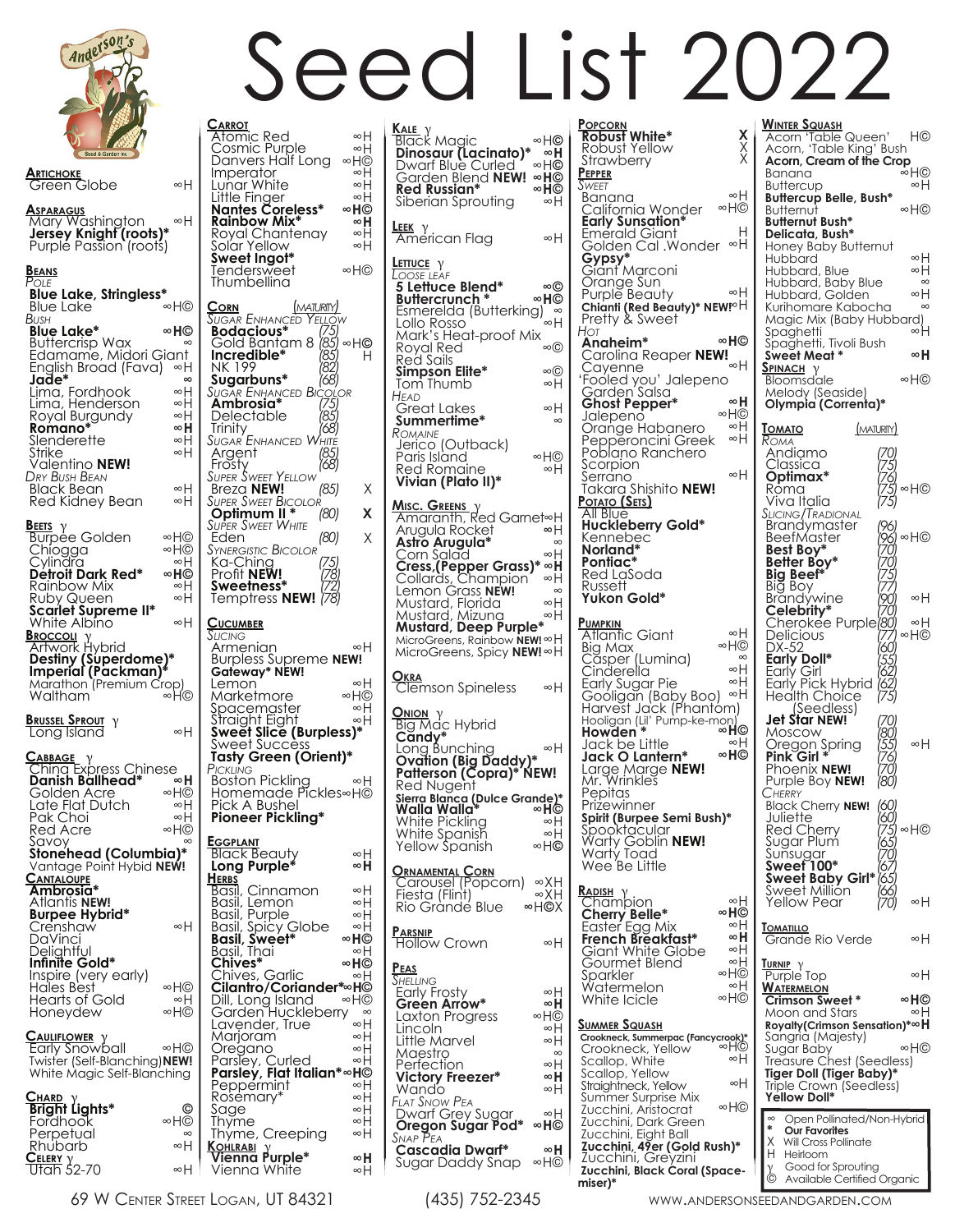# Seed List 2022

## Artichoke
- Green Globe ∞H

## Asparagus
- Mary Washington ∞H
- **Jersey Knight (roots)***
- Purple Passion (roots)

## Beans
*Pole*
- **Blue Lake, Stringless***
- Blue Lake ∞H©

*Bush*
- **Blue Lake*** ∞H©
- Buttercrisp Wax ∞
- Edamame, Midori Giant
- English Broad (Fava) ∞H
- **Jade*** ∞
- Lima, Fordhook ∞H
- Lima, Henderson ∞H
- Royal Burgundy ∞H
- **Romano*** ∞H
- Slenderette ∞H
- Strike ∞H
- Valentino **NEW!**

*Dry Bush Bean*
- Black Bean ∞H
- Red Kidney Bean ∞H

## Beets γ
- Burpee Golden ∞H©
- Chiogga ∞H©
- Cylindra ∞H©
- **Detroit Dark Red*** ∞H©
- Rainbow Mix ∞H
- Ruby Queen ∞H
- **Scarlet Supreme II***
- White Albino ∞H

## Broccoli γ
- Artwork Hybrid
- **Destiny (Superdome)***
- **Imperial (Packman)***
- Marathon (Premium Crop)
- Waltham ∞H©

## Brussel Sprout γ
- Long Island ∞H

## Cabbage γ
- China Express Chinese
- **Danish Ballhead*** ∞H
- Golden Acre ∞H©
- Late Flat Dutch ∞H
- Pak Choi ∞H
- Red Acre ∞H©
- Savoy ∞
- **Stonehead (Columbia)***
- Vantage Point Hybid **NEW!**

## Cantaloupe
- **Ambrosia***
- Atlantis **NEW!**
- **Burpee Hybrid***
- Crenshaw ∞H
- DaVinci
- Delightful
- **Infinite Gold***
- Inspire (very early)
- Hales Best ∞H©
- Hearts of Gold ∞H
- Honeydew ∞H©

## Cauliflower γ
- Early Snowball ∞H©
- Twister (Self-Blanching) **NEW!**
- White Magic Self-Blanching

## Chard γ
- **Bright Lights*** ©
- Fordhook ∞H©
- Perpetual ∞
- Rhubarb ∞H

## Celery γ
- Utah 52-70 ∞H

## Carrot
- Atomic Red ∞H
- Cosmic Purple ∞H
- Danvers Half Long ∞H©
- Imperator ∞H
- Lunar White ∞H
- Little Finger ∞H
- **Nantes Coreless*** ∞H©
- **Rainbow Mix*** ∞H
- Royal Chantenay ∞H
- Solar Yellow ∞H
- **Sweet Ingot***
- Tendersweet ∞H©
- Thumbellina

## Corn (Maturity)
*Sugar Enhanced Yellow*
- **Bodacious*** (75)
- Gold Bantam 8 (85) ∞H©
- **Incredible*** (85) H
- NK 199 (82)
- **Sugarbuns*** (68)

*Sugar Enhanced Bicolor*
- **Ambrosia*** (75)
- Delectable (85)
- Trinity (68)

*Sugar Enhanced White*
- Argent (85)
- Frosty (68)

*Super Sweet Yellow*
- Breza **NEW!** (85) X

*Super Sweet Bicolor*
- **Optimum II*** (80) X

*Super Sweet White*
- Eden (80) X

*Synergistic Bicolor*
- Ka-Ching (75)
- Profit **NEW!** (78)
- **Sweetness*** (72)
- Temptress **NEW!** (78)

## Cucumber
*Slicing*
- Armenian ∞H
- Burpless Supreme **NEW!**
- **Gateway* NEW!**
- Lemon ∞H
- Marketmore ∞H©
- Spacemaster ∞H
- Straight Eight ∞H
- **Sweet Slice (Burpless)***
- Sweet Success
- **Tasty Green (Orient)***

*Pickling*
- Boston Pickling ∞H
- Homemade Pickles ∞H©
- Pick A Bushel
- **Pioneer Pickling***

## Eggplant
- Black Beauty ∞H
- **Long Purple*** ∞H

## Herbs
- Basil, Cinnamon ∞H
- Basil, Lemon ∞H
- Basil, Purple ∞H
- Basil, Spicy Globe ∞H
- **Basil, Sweet*** ∞H©
- Basil, Thai ∞H
- **Chives*** ∞H©
- Chives, Garlic ∞H
- **Cilantro/Coriander*** ∞H©
- Dill, Long Island ∞H©
- Garden Huckleberry ∞
- Lavender, True ∞H
- Marjoram ∞H
- Oregano ∞H
- Parsley, Curled ∞H
- **Parsley, Flat Italian*** ∞H©
- Peppermint ∞H
- Rosemary* ∞H
- Sage ∞H
- Thyme ∞H
- Thyme, Creeping ∞H

## Kohlrabi γ
- **Vienna Purple*** ∞H
- Vienna White ∞H

## Kale γ
- Black Magic ∞H©
- **Dinosaur (Lacinato)*** ∞H
- Dwarf Blue Curled ∞H©
- Garden Blend **NEW!** ∞H©
- **Red Russian*** ∞H©
- Siberian Sprouting ∞H

## Leek γ
- American Flag ∞H

## Lettuce γ
*Loose Leaf*
- **5 Lettuce Blend*** ∞©
- **Buttercrunch*** ∞H©
- Esmerelda (Butterking) ∞
- Lollo Rosso ∞H
- Mark's Heat-proof Mix
- Royal Red ∞©
- Red Sails
- **Simpson Elite*** ∞©
- Tom Thumb ∞H

*Head*
- Great Lakes ∞H
- **Summertime*** ∞

*Romaine*
- Jerico (Outback)
- Paris Island ∞H©
- Red Romaine ∞H
- **Vivian (Plato II)***

## Misc. Greens γ
- Amaranth, Red Garnet ∞H
- Arugula Rocket ∞H
- **Astro Arugula*** ∞
- Corn Salad ∞H
- **Cress,(Pepper Grass)*** ∞H
- Collards, Champion ∞H
- Lemon Grass **NEW!** ∞
- Mustard, Florida ∞H
- Mustard, Mizuna ∞H
- **Mustard, Deep Purple***
- MicroGreens, Rainbow **NEW!** ∞H
- MicroGreens, Spicy **NEW!** ∞H

## Okra
- Clemson Spineless ∞H

## Onion γ
- Big Mac Hybrid
- **Candy***
- Long Bunching ∞H
- **Ovation (Big Daddy)***
- **Patterson (Copra)* NEW!**
- Red Nugent
- **Sierra Blanca (Dulce Grande)***
- **Walla Walla*** ∞H©
- White Pickling ∞H
- White Spanish ∞H
- Yellow Spanish ∞H©

## Ornamental Corn
- Carousel (Popcorn) ∞XH
- Fiesta (Flint) ∞XH
- Rio Grande Blue ∞H©X

## Parsnip
- Hollow Crown ∞H

## Peas
*Shelling*
- Early Frosty ∞H
- **Green Arrow*** ∞H
- Laxton Progress ∞H©
- Lincoln ∞H
- Little Marvel ∞H
- Maestro ∞
- Perfection ∞H
- **Victory Freezer*** ∞H
- Wando ∞H

*Flat Snow Pea*
- Dwarf Grey Sugar ∞H
- **Oregon Sugar Pod*** ∞H©

*Snap Pea*
- **Cascadia Dwarf*** ∞H
- Sugar Daddy Snap ∞H©

## Popcorn
- **Robust White*** X
- Robust Yellow X
- Strawberry X

## Pepper
*Sweet*
- Banana ∞H
- California Wonder ∞H©
- **Early Sunsation***
- Emerald Giant H
- Golden Cal .Wonder ∞H
- **Gypsy***
- Giant Marconi
- Orange Sun
- Purple Beauty ∞H
- **Chianti (Red Beauty)* NEW!** ∞H
- Pretty & Sweet

*Hot*
- **Anaheim*** ∞H©
- Carolina Reaper **NEW!**
- Cayenne ∞H
- 'Fooled you' Jalepeno
- Garden Salsa
- **Ghost Pepper*** ∞H
- Jalepeno ∞H©
- Orange Habanero ∞H
- Pepperoncini Greek ∞H
- Poblano Ranchero
- Scorpion
- Serrano ∞H
- Takara Shishito **NEW!**

## Potato (Sets)
- All Blue
- **Huckleberry Gold***
- Kennebec
- **Norland***
- **Pontiac***
- Red LaSoda
- Russett
- **Yukon Gold***

## Pumpkin
- Atlantic Giant ∞H
- Big Max ∞H©
- Casper (Lumina) ∞
- Cinderella ∞H
- Early Sugar Pie ∞H
- Gooligan (Baby Boo) ∞H
- Harvest Jack (Phantom)
- Hooligan (Lil' Pump-ke-mon)
- **Howden*** ∞H©
- Jack be Little ∞H
- **Jack O Lantern*** ∞H©
- Large Marge **NEW!**
- Mr. Wrinkles
- Pepitas
- Prizewinner
- **Spirit (Burpee Semi Bush)***
- Spooktacular
- Warty Goblin **NEW!**
- Warty Toad
- Wee Be Little

## Radish γ
- Champion ∞H
- **Cherry Belle*** ∞H©
- Easter Egg Mix ∞H
- **French Breakfast*** ∞H
- Giant White Globe ∞H
- Gourmet Blend ∞H
- Sparkler ∞H©
- Watermelon ∞H
- White Icicle ∞H©

## Summer Squash
- **Crookneck, Summerpac (Fancycrook)***
- Crookneck, Yellow ∞H©
- Scallop, White ∞H
- Scallop, Yellow
- Straightneck, Yellow ∞H
- Summer Surprise Mix
- Zucchini, Aristocrat ∞H©
- Zucchini, Dark Green
- Zucchini, Eight Ball
- **Zucchini, 49er (Gold Rush)***
- Zucchini, Greyzini
- **Zucchini, Black Coral (Spacemiser)***

## Winter Squash
- Acorn 'Table Queen' H©
- Acorn, 'Table King' Bush
- **Acorn, Cream of the Crop**
- Banana ∞H©
- Buttercup ∞H
- **Buttercup Belle, Bush***
- Butternut ∞H©
- **Butternut Bush***
- **Delicata, Bush***
- Honey Baby Butternut
- Hubbard ∞H
- Hubbard, Blue ∞H
- Hubbard, Baby Blue ∞
- Hubbard, Golden ∞H
- Kurihomare Kabocha ∞
- Magic Mix (Baby Hubbard)
- Spaghetti ∞H
- Spaghetti, Tivoli Bush
- **Sweet Meat*** ∞H

## Spinach γ
- Bloomsdale ∞H©
- Melody (Seaside)
- **Olympia (Correnta)***

## Tomato (Maturity)
*Roma*
- Andiamo (70)
- Classica (75)
- **Optimax*** (76)
- Roma (75) ∞H©
- Viva Italia (75)

*Slicing/Tradional*
- Brandymaster (96)
- BeefMaster (96) ∞H©
- **Best Boy*** (70)
- **Better Boy*** (70)
- **Big Beef*** (75)
- Big Boy (77)
- Brandywine (90) ∞H
- **Celebrity*** (70)
- Cherokee Purple (80) ∞H
- Delicious (77) ∞H©
- DX-52 (60)
- **Early Doll*** (55)
- Early Girl (62)
- Early Pick Hybrid (62)
- Health Choice (Seedless) (75)
- **Jet Star NEW!** (70)
- Moscow (80)
- Oregon Spring (55) ∞H
- **Pink Girl*** (76)
- Phoenix **NEW!** (70)
- Purple Boy **NEW!** (80)

*Cherry*
- Black Cherry **NEW!** (60)
- Juliette (60)
- Red Cherry (75) ∞H©
- Sugar Plum (65)
- Sunsugar (70)
- **Sweet 100*** (67)
- **Sweet Baby Girl*** (65)
- Sweet Million (66)
- Yellow Pear (70) ∞H

## Tomatillo
- Grande Rio Verde ∞H

## Turnip γ
- Purple Top ∞H

## Watermelon
- **Crimson Sweet*** ∞H©
- Moon and Stars ∞H
- **Royalty(Crimson Sensation)*** ∞H
- Sangria (Majesty)
- Sugar Baby ∞H©
- Treasure Chest (Seedless)
- **Tiger Doll (Tiger Baby)***
- Triple Crown (Seedless)
- **Yellow Doll***

---

- ∞ Open Pollinated/Non-Hybrid
- \* **Our Favorites**
- X Will Cross Pollinate
- H Heirloom
- γ Good for Sprouting
- © Available Certified Organic

69 W Center Street Logan, UT 84321 | (435) 752-2345 | www.andersonseedandgarden.com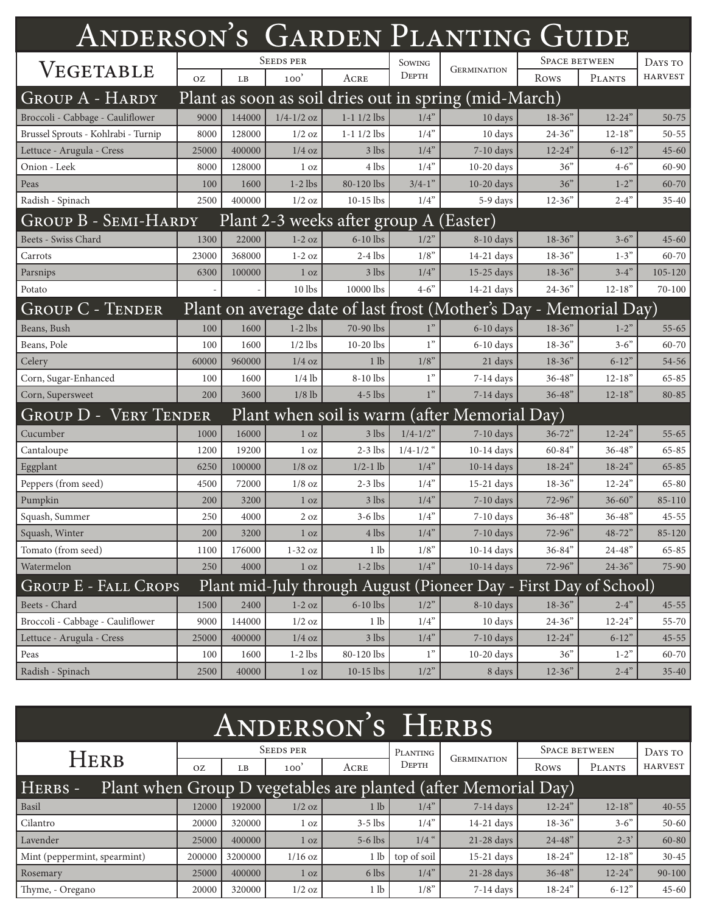# Anderson's Garden Planting Guide

| Vegetable | Seeds per | | | | Sowing Depth | Germination | Space between | | Days to harvest |
|---|---|---|---|---|---|---|---|---|---|
| | oz | lb | 100' | Acre | | | Rows | Plants | |
| **Group A - Hardy** Plant as soon as soil dries out in spring (mid-March) | | | | | | | | | |
| Broccoli - Cabbage - Cauliflower | 9000 | 144000 | 1/4-1/2 oz | 1-1 1/2 lbs | 1/4" | 10 days | 18-36" | 12-24" | 50-75 |
| Brussel Sprouts - Kohlrabi - Turnip | 8000 | 128000 | 1/2 oz | 1-1 1/2 lbs | 1/4" | 10 days | 24-36" | 12-18" | 50-55 |
| Lettuce - Arugula - Cress | 25000 | 400000 | 1/4 oz | 3 lbs | 1/4" | 7-10 days | 12-24" | 6-12" | 45-60 |
| Onion - Leek | 8000 | 128000 | 1 oz | 4 lbs | 1/4" | 10-20 days | 36" | 4-6" | 60-90 |
| Peas | 100 | 1600 | 1-2 lbs | 80-120 lbs | 3/4-1" | 10-20 days | 36" | 1-2" | 60-70 |
| Radish - Spinach | 2500 | 400000 | 1/2 oz | 10-15 lbs | 1/4" | 5-9 days | 12-36" | 2-4" | 35-40 |
| **Group B - Semi-Hardy** Plant 2-3 weeks after group A (Easter) | | | | | | | | | |
| Beets - Swiss Chard | 1300 | 22000 | 1-2 oz | 6-10 lbs | 1/2" | 8-10 days | 18-36" | 3-6" | 45-60 |
| Carrots | 23000 | 368000 | 1-2 oz | 2-4 lbs | 1/8" | 14-21 days | 18-36" | 1-3" | 60-70 |
| Parsnips | 6300 | 100000 | 1 oz | 3 lbs | 1/4" | 15-25 days | 18-36" | 3-4" | 105-120 |
| Potato | - | - | 10 lbs | 10000 lbs | 4-6" | 14-21 days | 24-36" | 12-18" | 70-100 |
| **Group C - Tender** Plant on average date of last frost (Mother's Day - Memorial Day) | | | | | | | | | |
| Beans, Bush | 100 | 1600 | 1-2 lbs | 70-90 lbs | 1" | 6-10 days | 18-36" | 1-2" | 55-65 |
| Beans, Pole | 100 | 1600 | 1/2 lbs | 10-20 lbs | 1" | 6-10 days | 18-36" | 3-6" | 60-70 |
| Celery | 60000 | 960000 | 1/4 oz | 1 lb | 1/8" | 21 days | 18-36" | 6-12" | 54-56 |
| Corn, Sugar-Enhanced | 100 | 1600 | 1/4 lb | 8-10 lbs | 1" | 7-14 days | 36-48" | 12-18" | 65-85 |
| Corn, Supersweet | 200 | 3600 | 1/8 lb | 4-5 lbs | 1" | 7-14 days | 36-48" | 12-18" | 80-85 |
| **Group D - Very Tender** Plant when soil is warm (after Memorial Day) | | | | | | | | | |
| Cucumber | 1000 | 16000 | 1 oz | 3 lbs | 1/4-1/2" | 7-10 days | 36-72" | 12-24" | 55-65 |
| Cantaloupe | 1200 | 19200 | 1 oz | 2-3 lbs | 1/4-1/2 " | 10-14 days | 60-84" | 36-48" | 65-85 |
| Eggplant | 6250 | 100000 | 1/8 oz | 1/2-1 lb | 1/4" | 10-14 days | 18-24" | 18-24" | 65-85 |
| Peppers (from seed) | 4500 | 72000 | 1/8 oz | 2-3 lbs | 1/4" | 15-21 days | 18-36" | 12-24" | 65-80 |
| Pumpkin | 200 | 3200 | 1 oz | 3 lbs | 1/4" | 7-10 days | 72-96" | 36-60" | 85-110 |
| Squash, Summer | 250 | 4000 | 2 oz | 3-6 lbs | 1/4" | 7-10 days | 36-48" | 36-48" | 45-55 |
| Squash, Winter | 200 | 3200 | 1 oz | 4 lbs | 1/4" | 7-10 days | 72-96" | 48-72" | 85-120 |
| Tomato (from seed) | 1100 | 176000 | 1-32 oz | 1 lb | 1/8" | 10-14 days | 36-84" | 24-48" | 65-85 |
| Watermelon | 250 | 4000 | 1 oz | 1-2 lbs | 1/4" | 10-14 days | 72-96" | 24-36" | 75-90 |
| **Group E - Fall Crops** Plant mid-July through August (Pioneer Day - First Day of School) | | | | | | | | | |
| Beets - Chard | 1500 | 2400 | 1-2 oz | 6-10 lbs | 1/2" | 8-10 days | 18-36" | 2-4" | 45-55 |
| Broccoli - Cabbage - Cauliflower | 9000 | 144000 | 1/2 oz | 1 lb | 1/4" | 10 days | 24-36" | 12-24" | 55-70 |
| Lettuce - Arugula - Cress | 25000 | 400000 | 1/4 oz | 3 lbs | 1/4" | 7-10 days | 12-24" | 6-12" | 45-55 |
| Peas | 100 | 1600 | 1-2 lbs | 80-120 lbs | 1" | 10-20 days | 36" | 1-2" | 60-70 |
| Radish - Spinach | 2500 | 40000 | 1 oz | 10-15 lbs | 1/2" | 8 days | 12-36" | 2-4" | 35-40 |

# Anderson's Herbs

| Herb | Seeds per | | | | Planting Depth | Germination | Space between | | Days to harvest |
|---|---|---|---|---|---|---|---|---|---|
| | oz | lb | 100' | Acre | | | Rows | Plants | |
| **Herbs -** Plant when Group D vegetables are planted (after Memorial Day) | | | | | | | | | |
| Basil | 12000 | 192000 | 1/2 oz | 1 lb | 1/4" | 7-14 days | 12-24" | 12-18" | 40-55 |
| Cilantro | 20000 | 320000 | 1 oz | 3-5 lbs | 1/4" | 14-21 days | 18-36" | 3-6" | 50-60 |
| Lavender | 25000 | 400000 | 1 oz | 5-6 lbs | 1/4 " | 21-28 days | 24-48" | 2-3' | 60-80 |
| Mint (peppermint, spearmint) | 200000 | 3200000 | 1/16 oz | 1 lb | top of soil | 15-21 days | 18-24" | 12-18" | 30-45 |
| Rosemary | 25000 | 400000 | 1 oz | 6 lbs | 1/4" | 21-28 days | 36-48" | 12-24" | 90-100 |
| Thyme, - Oregano | 20000 | 320000 | 1/2 oz | 1 lb | 1/8" | 7-14 days | 18-24" | 6-12" | 45-60 |